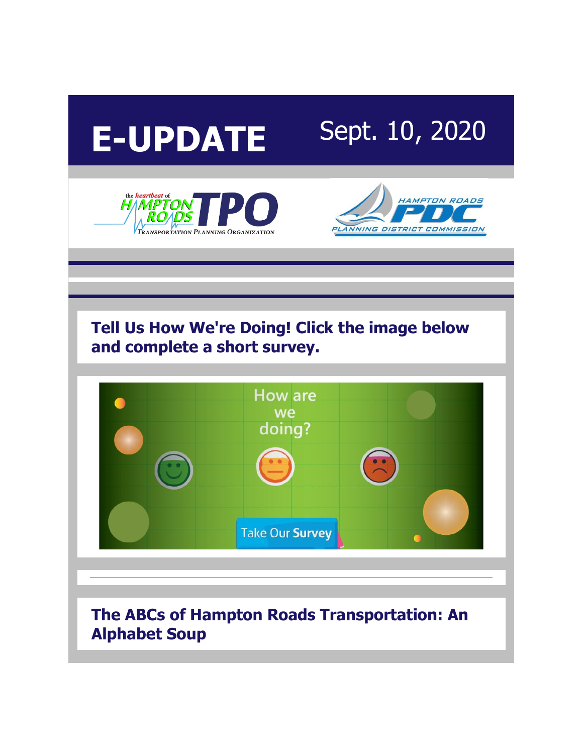# E-UPDATE

Sept. 10, 2020

## Tell Us How We're Doing! Click the image below and complete a short survey.

How are we doing?

Take Our Survey

---

## The ABCs of Hampton Roads Transportation: An Alphabet Soup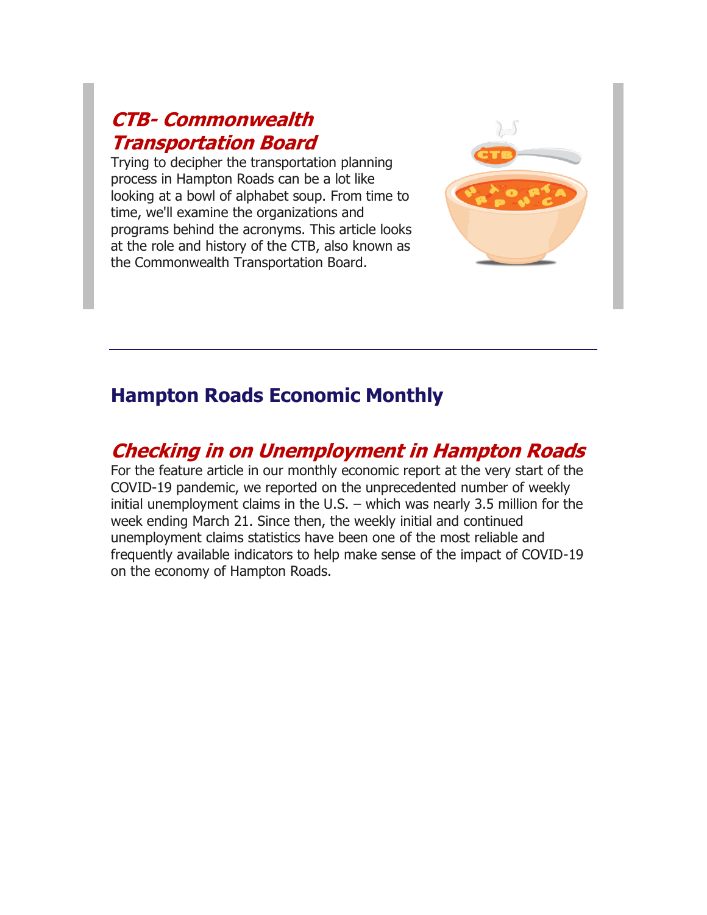## *CTB- Commonwealth Transportation Board*

Trying to decipher the transportation planning process in Hampton Roads can be a lot like looking at a bowl of alphabet soup. From time to time, we'll examine the organizations and programs behind the acronyms. This article looks at the role and history of the CTB, also known as the Commonwealth Transportation Board.

---

# Hampton Roads Economic Monthly

## *Checking in on Unemployment in Hampton Roads*

For the feature article in our monthly economic report at the very start of the COVID-19 pandemic, we reported on the unprecedented number of weekly initial unemployment claims in the U.S. – which was nearly 3.5 million for the week ending March 21. Since then, the weekly initial and continued unemployment claims statistics have been one of the most reliable and frequently available indicators to help make sense of the impact of COVID-19 on the economy of Hampton Roads.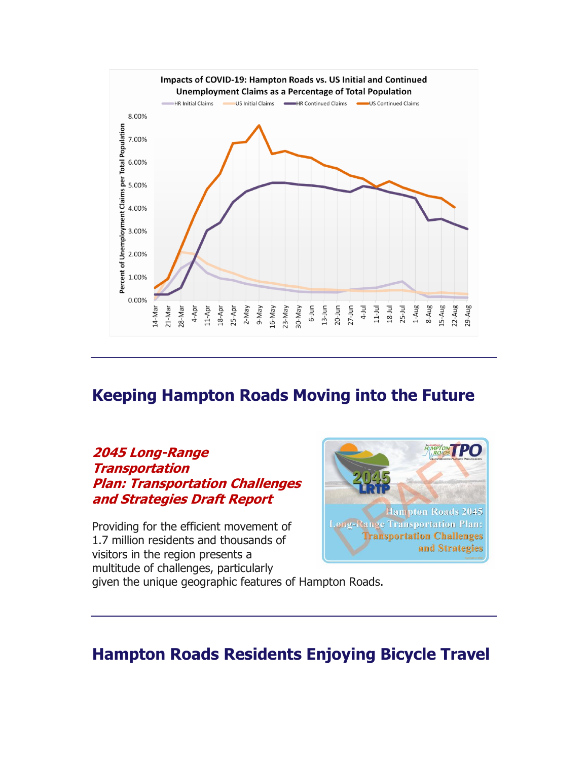## Keeping Hampton Roads Moving into the Future

### *2045 Long-Range Transportation Plan: Transportation Challenges and Strategies Draft Report*

Providing for the efficient movement of 1.7 million residents and thousands of visitors in the region presents a multitude of challenges, particularly given the unique geographic features of Hampton Roads.

## Hampton Roads Residents Enjoying Bicycle Travel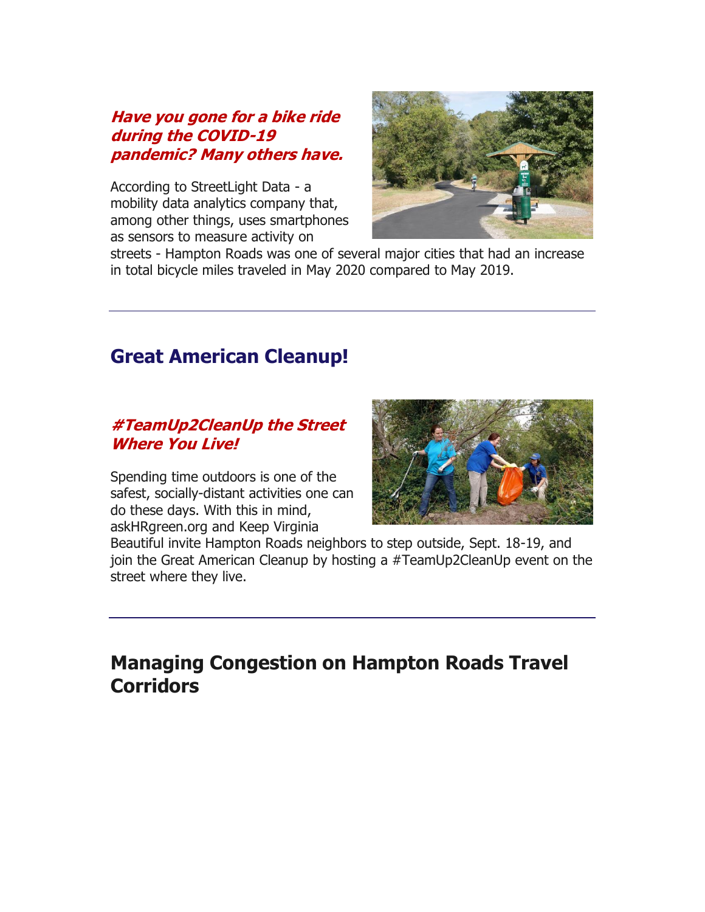### *Have you gone for a bike ride during the COVID-19 pandemic? Many others have.*

According to StreetLight Data - a mobility data analytics company that, among other things, uses smartphones as sensors to measure activity on streets - Hampton Roads was one of several major cities that had an increase in total bicycle miles traveled in May 2020 compared to May 2019.

---

## Great American Cleanup!

### *#TeamUp2CleanUp the Street Where You Live!*

Spending time outdoors is one of the safest, socially-distant activities one can do these days. With this in mind, askHRgreen.org and Keep Virginia Beautiful invite Hampton Roads neighbors to step outside, Sept. 18-19, and join the Great American Cleanup by hosting a #TeamUp2CleanUp event on the street where they live.

---

## Managing Congestion on Hampton Roads Travel Corridors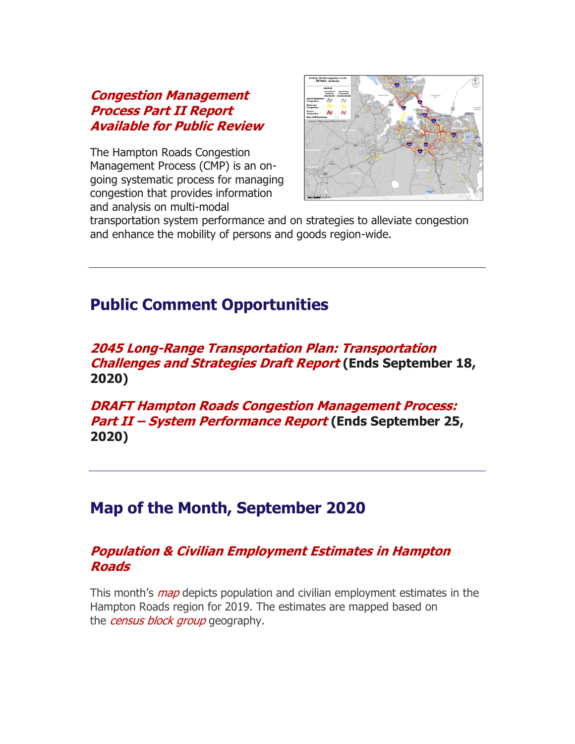### *Congestion Management Process Part II Report Available for Public Review*

The Hampton Roads Congestion Management Process (CMP) is an on-going systematic process for managing congestion that provides information and analysis on multi-modal transportation system performance and on strategies to alleviate congestion and enhance the mobility of persons and goods region-wide.

---

## Public Comment Opportunities

### *2045 Long-Range Transportation Plan: Transportation Challenges and Strategies Draft Report* (Ends September 18, 2020)

### *DRAFT Hampton Roads Congestion Management Process: Part II – System Performance Report* (Ends September 25, 2020)

---

## Map of the Month, September 2020

### *Population & Civilian Employment Estimates in Hampton Roads*

This month's *map* depicts population and civilian employment estimates in the Hampton Roads region for 2019. The estimates are mapped based on the *census block group* geography.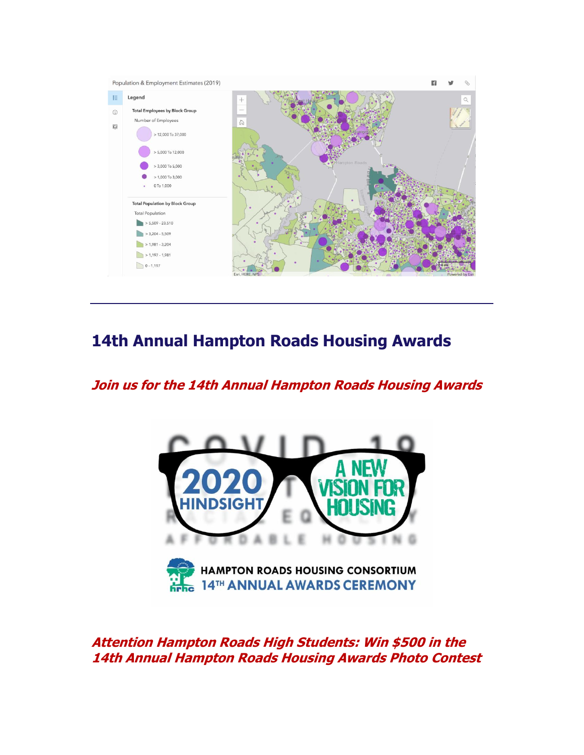## 14th Annual Hampton Roads Housing Awards

***Join us for the 14th Annual Hampton Roads Housing Awards***

***Attention Hampton Roads High Students: Win $500 in the 14th Annual Hampton Roads Housing Awards Photo Contest***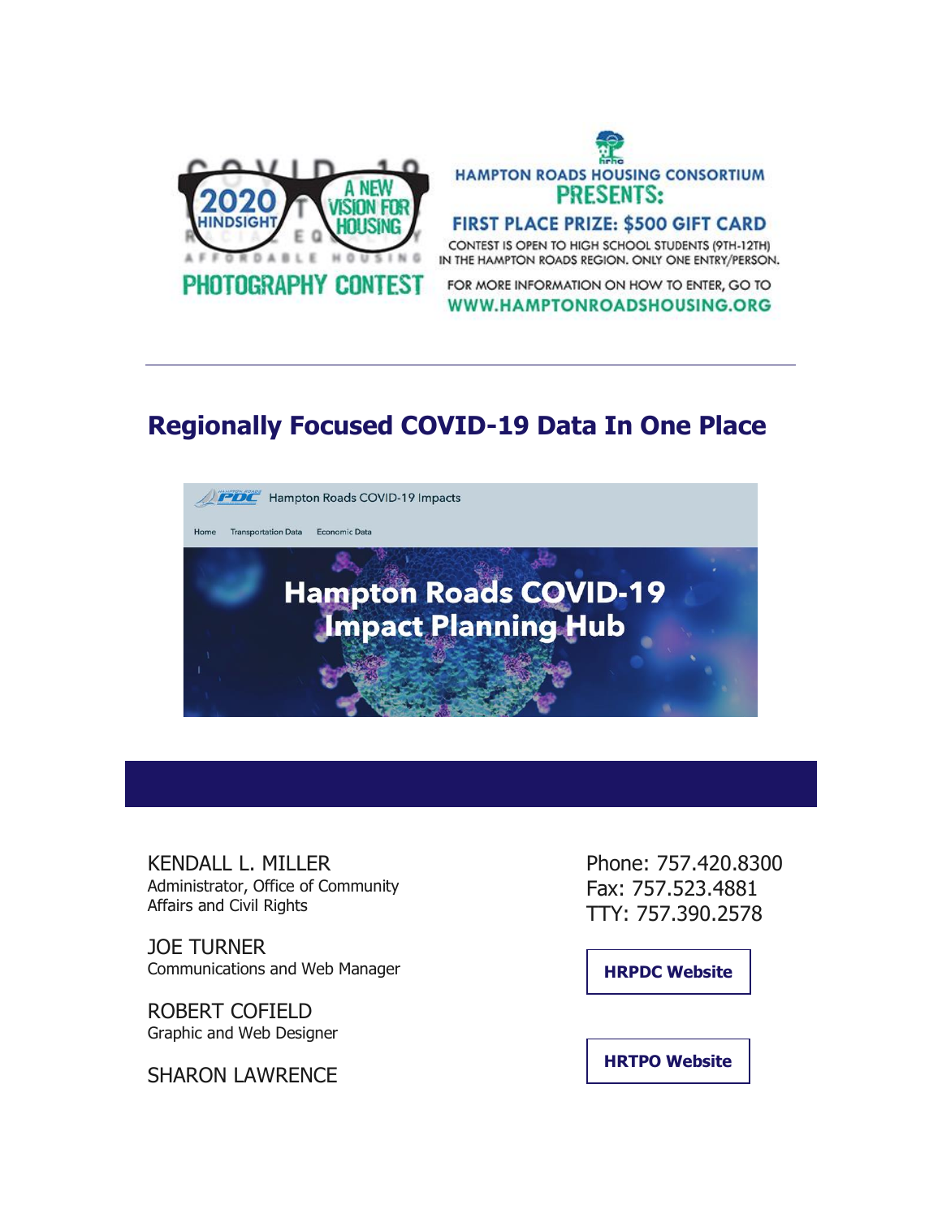2020 HINDSIGHT — A NEW VISION FOR HOUSING

COVID-19 · RACIAL EQUITY · AFFORDABLE HOUSING

PHOTOGRAPHY CONTEST

HAMPTON ROADS HOUSING CONSORTIUM

PRESENTS:

FIRST PLACE PRIZE: $500 GIFT CARD

CONTEST IS OPEN TO HIGH SCHOOL STUDENTS (9TH-12TH) IN THE HAMPTON ROADS REGION. ONLY ONE ENTRY/PERSON.

FOR MORE INFORMATION ON HOW TO ENTER, GO TO

WWW.HAMPTONROADSHOUSING.ORG

---

## Regionally Focused COVID-19 Data In One Place

Hampton Roads COVID-19 Impacts

Home · Transportation Data · Economic Data

Hampton Roads COVID-19 Impact Planning Hub

---

KENDALL L. MILLER
Administrator, Office of Community Affairs and Civil Rights

JOE TURNER
Communications and Web Manager

ROBERT COFIELD
Graphic and Web Designer

SHARON LAWRENCE

Phone: 757.420.8300
Fax: 757.523.4881
TTY: 757.390.2578

**HRPDC Website**

**HRTPO Website**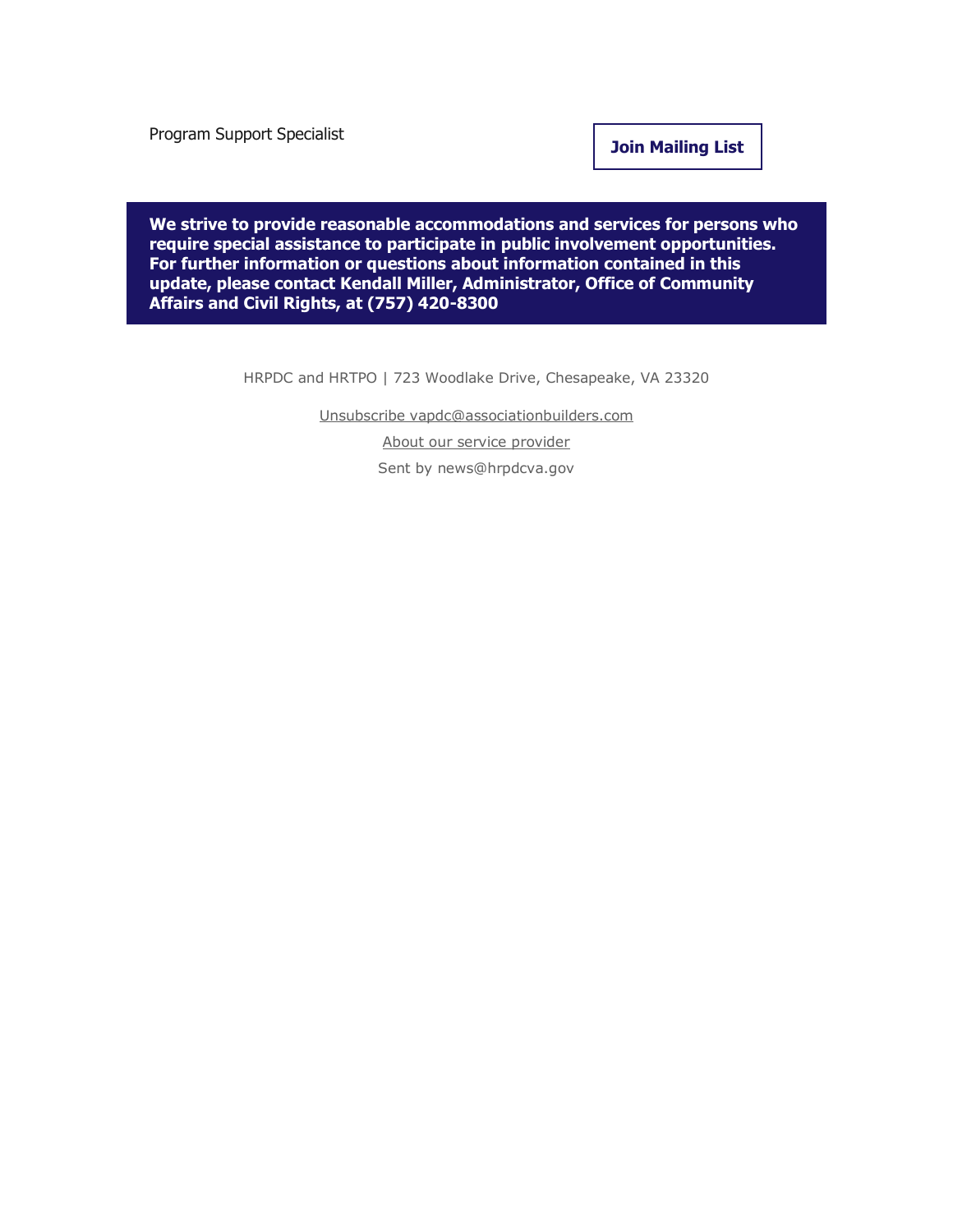Program Support Specialist

**Join Mailing List**

**We strive to provide reasonable accommodations and services for persons who require special assistance to participate in public involvement opportunities. For further information or questions about information contained in this update, please contact Kendall Miller, Administrator, Office of Community Affairs and Civil Rights, at (757) 420-8300**

HRPDC and HRTPO | 723 Woodlake Drive, Chesapeake, VA 23320

Unsubscribe vapdc@associationbuilders.com

About our service provider

Sent by news@hrpdcva.gov